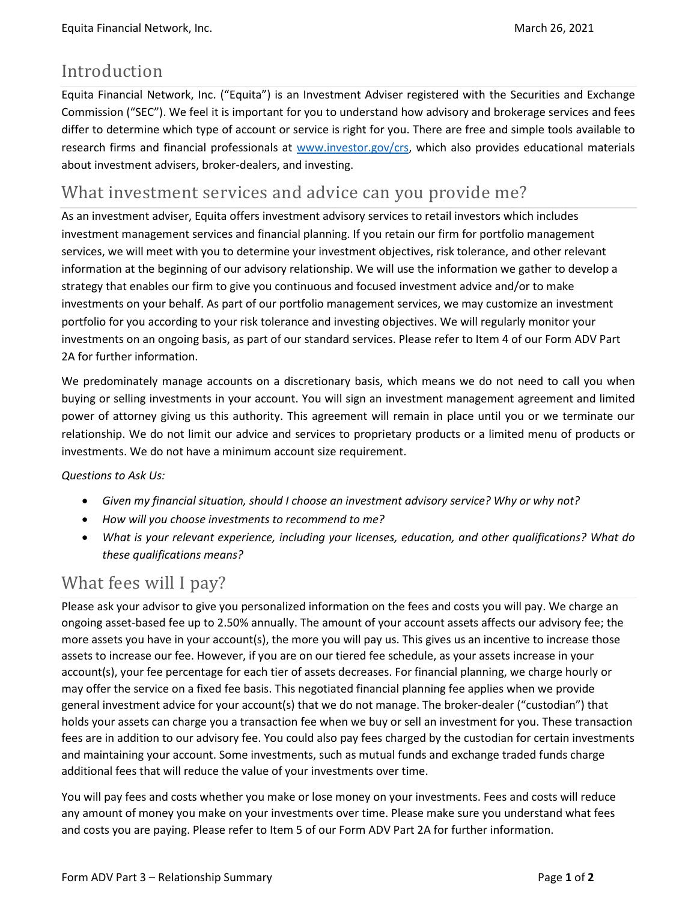## Introduction

Equita Financial Network, Inc. ("Equita") is an Investment Adviser registered with the Securities and Exchange Commission ("SEC"). We feel it is important for you to understand how advisory and brokerage services and fees differ to determine which type of account or service is right for you. There are free and simple tools available to research firms and financial professionals at www.investor.gov/crs, which also provides educational materials about investment advisers, broker-dealers, and investing.

## What investment services and advice can you provide me?

As an investment adviser, Equita offers investment advisory services to retail investors which includes investment management services and financial planning. If you retain our firm for portfolio management services, we will meet with you to determine your investment objectives, risk tolerance, and other relevant information at the beginning of our advisory relationship. We will use the information we gather to develop a strategy that enables our firm to give you continuous and focused investment advice and/or to make investments on your behalf. As part of our portfolio management services, we may customize an investment portfolio for you according to your risk tolerance and investing objectives. We will regularly monitor your investments on an ongoing basis, as part of our standard services. Please refer to Item 4 of our Form ADV Part 2A for further information.

We predominately manage accounts on a discretionary basis, which means we do not need to call you when buying or selling investments in your account. You will sign an investment management agreement and limited power of attorney giving us this authority. This agreement will remain in place until you or we terminate our relationship. We do not limit our advice and services to proprietary products or a limited menu of products or investments. We do not have a minimum account size requirement.

*Questions to Ask Us:*

- *Given my financial situation, should I choose an investment advisory service? Why or why not?*
- *How will you choose investments to recommend to me?*
- *What is your relevant experience, including your licenses, education, and other qualifications? What do these qualifications means?*

## What fees will I pay?

Please ask your advisor to give you personalized information on the fees and costs you will pay. We charge an ongoing asset-based fee up to 2.50% annually. The amount of your account assets affects our advisory fee; the more assets you have in your account(s), the more you will pay us. This gives us an incentive to increase those assets to increase our fee. However, if you are on our tiered fee schedule, as your assets increase in your account(s), your fee percentage for each tier of assets decreases. For financial planning, we charge hourly or may offer the service on a fixed fee basis. This negotiated financial planning fee applies when we provide general investment advice for your account(s) that we do not manage. The broker-dealer ("custodian") that holds your assets can charge you a transaction fee when we buy or sell an investment for you. These transaction fees are in addition to our advisory fee. You could also pay fees charged by the custodian for certain investments and maintaining your account. Some investments, such as mutual funds and exchange traded funds charge additional fees that will reduce the value of your investments over time.

You will pay fees and costs whether you make or lose money on your investments. Fees and costs will reduce any amount of money you make on your investments over time. Please make sure you understand what fees and costs you are paying. Please refer to Item 5 of our Form ADV Part 2A for further information.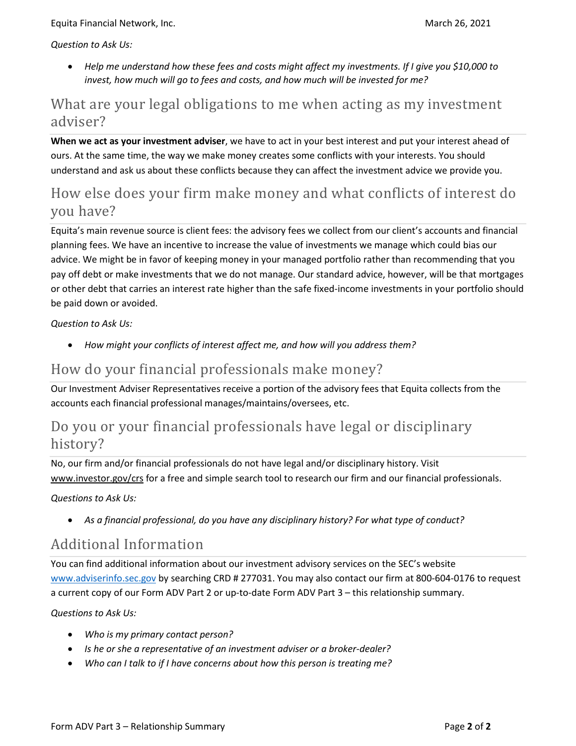*Question to Ask Us:*

- *Help me understand how these fees and costs might affect my investments. If I give you $10,000 to invest, how much will go to fees and costs, and how much will be invested for me?*

## What are your legal obligations to me when acting as my investment adviser?

**When we act as your investment adviser**, we have to act in your best interest and put your interest ahead of ours. At the same time, the way we make money creates some conflicts with your interests. You should understand and ask us about these conflicts because they can affect the investment advice we provide you.

## How else does your firm make money and what conflicts of interest do you have?

Equita's main revenue source is client fees: the advisory fees we collect from our client's accounts and financial planning fees. We have an incentive to increase the value of investments we manage which could bias our advice. We might be in favor of keeping money in your managed portfolio rather than recommending that you pay off debt or make investments that we do not manage. Our standard advice, however, will be that mortgages or other debt that carries an interest rate higher than the safe fixed-income investments in your portfolio should be paid down or avoided.

*Question to Ask Us:*

- *How might your conflicts of interest affect me, and how will you address them?*

## How do your financial professionals make money?

Our Investment Adviser Representatives receive a portion of the advisory fees that Equita collects from the accounts each financial professional manages/maintains/oversees, etc.

## Do you or your financial professionals have legal or disciplinary history?

No, our firm and/or financial professionals do not have legal and/or disciplinary history. Visit www.investor.gov/crs for a free and simple search tool to research our firm and our financial professionals.

*Questions to Ask Us:*

- *As a financial professional, do you have any disciplinary history? For what type of conduct?*

## Additional Information

You can find additional information about our investment advisory services on the SEC's website www.adviserinfo.sec.gov by searching CRD # 277031. You may also contact our firm at 800-604-0176 to request a current copy of our Form ADV Part 2 or up-to-date Form ADV Part 3 – this relationship summary.

*Questions to Ask Us:*

- *Who is my primary contact person?*
- *Is he or she a representative of an investment adviser or a broker-dealer?*
- *Who can I talk to if I have concerns about how this person is treating me?*